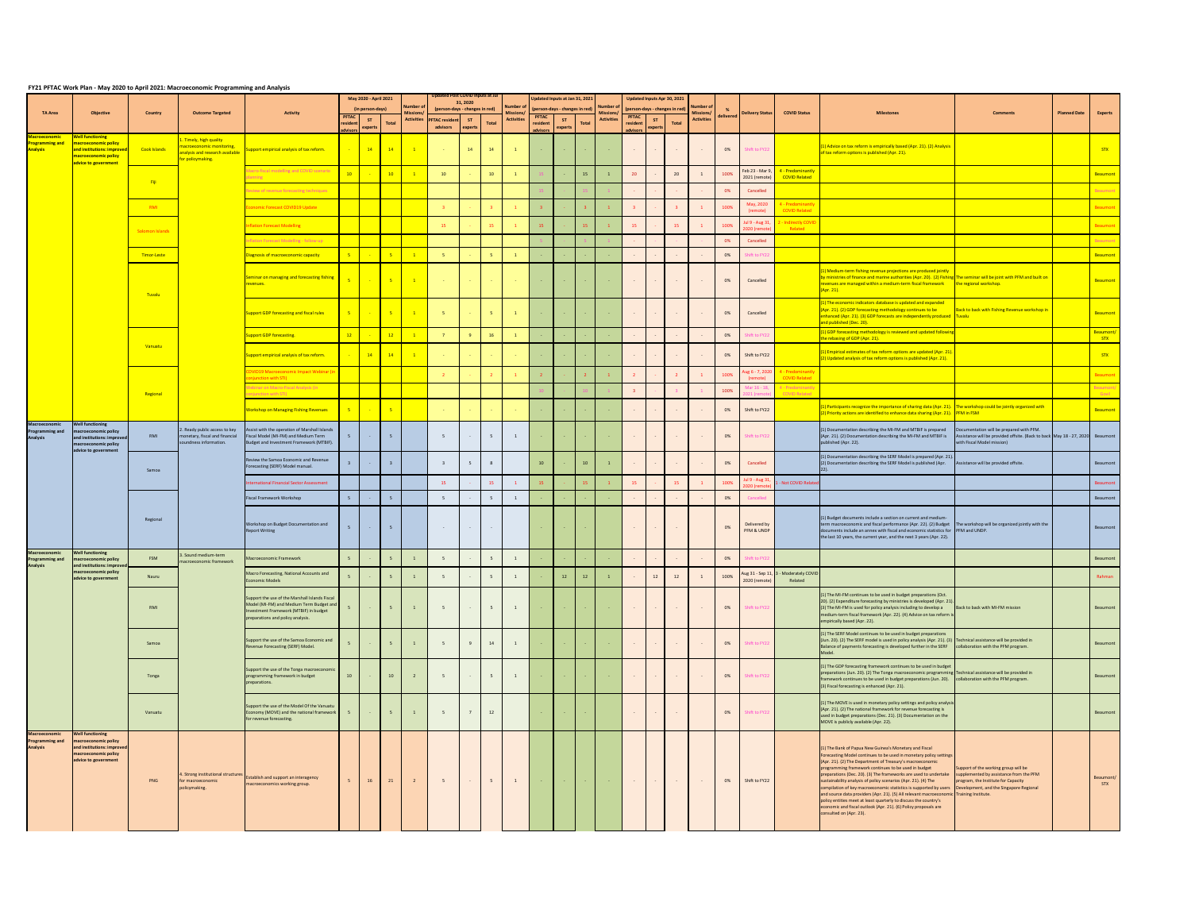# FY21 PFTAC Work Plan - May 2020 to April 2021: Macroeconomic Programming and Analysis

| TA Area | Objective | Country | Outcome Targeted | Activity | May 2020 - April 2021 (in person-days) PFTAC resident advisors | ST experts | Total | Number of Missions/ Activities | Updated Post COVID Inputs at Jul 31, 2020 (person-days - changes in red) PFTAC resident advisors | ST experts | Total | Number of Missions/ Activities | Updated Inputs at Jan 31, 2021 (person-days - changes in red) PFTAC resident advisors | ST experts | Total | Number of Missions/ Activities | Updated Inputs Apr 30, 2021 (person-days - changes in red) PFTAC resident advisors | ST experts | Total | Number of Missions/ Activities | % delivered | Delivery Status | COVID Status | Milestones | Comments | Planned Date | Experts |
|---|---|---|---|---|---|---|---|---|---|---|---|---|---|---|---|---|---|---|---|---|---|---|---|---|---|---|---|
| Macroeconomic Programming and Analysis | Well functioning macroeconomic policy and institutions: improved macroeconomic policy advice to government | Cook Islands | 1. Timely, high quality macroeconomic monitoring, analysis and research available for policymaking. | Support empirical analysis of tax reform. | - | 14 | 14 | 1 | - | 14 | 14 | 1 | - | - | - | - | - | - | - | - | 0% | Shift to FY22 | | (1) Advice on tax reform is empirically based (Apr. 21). (2) Analysis of tax reform options is published (Apr. 21). | | | STX |
| | | Fiji | | Macro-fiscal modelling and COVID scenario planning | 10 | - | 10 | 1 | 10 | - | 10 | 1 | 15 | - | 15 | 1 | 20 | - | 20 | 1 | 100% | Feb 23 - Mar 9, 2021 (remote) | 4 - Predominantly COVID Related | | | | Beaumont |
| | | | | Review of revenue forecasting techniques | | | | | | | | | 15 | - | 15 | 1 | - | - | - | - | 0% | Cancelled | | | | | Beaumont |
| | | RMI | | Economic Forecast COVID19 Update | | | | | 3 | - | 3 | 1 | 3 | - | 3 | 1 | 3 | - | 3 | 1 | 100% | May, 2020 (remote) | 4 - Predominantly COVID Related | | | | Beaumont |
| | | Solomon Islands | | Inflation Forecast Modelling | | | | | 15 | - | 15 | 1 | 15 | - | 15 | 1 | 15 | - | 15 | 1 | 100% | Jul 9 - Aug 31, 2020 (remote) | 2 - Indirectly COVID Related | | | | Beaumont |
| | | | | Inflation Forecast Modelling - follow-up | | | | | | | | | 5 | - | 5 | 1 | - | - | - | - | 0% | Cancelled | | | | | Beaumont |
| | | Timor-Leste | | Diagnosis of macroeconomic capacity | 5 | - | 5 | 1 | 5 | - | 5 | 1 | - | - | - | - | - | - | - | - | 0% | Shift to FY22 | | | | | Beaumont |
| | | Tuvalu | | Seminar on managing and forecasting fishing revenues. | 5 | - | 5 | 1 | - | - | - | - | - | - | - | - | - | - | - | - | 0% | Cancelled | | (1) Medium-term fishing revenue projections are produced jointly by ministries of finance and marine authorities (Apr. 20). (2) Fishing revenues are managed within a medium-term fiscal framework (Apr. 21). | The seminar will be joint with PFM and built on the regional workshop. | | Beaumont |
| | | | | Support GDP forecasting and fiscal rules | 5 | - | 5 | 1 | 5 | - | 5 | 1 | - | - | - | - | - | - | - | - | 0% | Cancelled | | (1) The economic indicators database is updated and expanded (Apr. 21). (2) GDP forecasting methodology continues to be enhanced (Apr. 21). (3) GDP forecasts are independently produced and published (Dec. 20). | Back to back with Fishing Revenue workshop in Tuvalu | | Beaumont |
| | | Vanuatu | | Support GDP forecasting. | 12 | - | 12 | 1 | 7 | 9 | 16 | 1 | - | - | - | - | - | - | - | - | 0% | Shift to FY22 | | (1) GDP forecasting methodology is reviewed and updated following the rebasing of GDP (Apr. 21). | | | Beaumont/ STX |
| | | | | Support empirical analysis of tax reform. | - | 14 | 14 | 1 | - | - | - | - | - | - | - | - | - | - | - | - | 0% | Shift to FY22 | | (1) Empirical estimates of tax reform options are updated (Apr. 21). (2) Updated analysis of tax reform options is published (Apr. 21). | | | STX |
| | | Regional | | COVID19 Macroeconomic Impact Webinar (in conjunction with STI) | | | | | 2 | - | 2 | 1 | 2 | - | 2 | 1 | 2 | - | 2 | 1 | 100% | Aug 6 - 7, 2020 (remote) | 4 - Predominantly COVID Related | | | | Beaumont |
| | | | | Webinar on Macro-Fiscal Analysis (in conjunction with STI) | | | | | | | | | 10 | - | 10 | 1 | 3 | | 3 | 1 | 100% | Mar 16 - 18, 2021 (remote) | 4 - Predominantly COVID Related | | | | Beaumont/ Gouri |
| | | | | Workshop on Managing Fishing Revenues | 5 | - | 5 | | - | - | - | - | - | - | - | - | - | - | - | - | 0% | Shift to FY22 | | (1) Participants recognize the importance of sharing data (Apr. 21). (2) Priority actions are identified to enhance data sharing (Apr. 21). | The workshop could be jointly organized with PFM in FSM | | Beaumont |
| Macroeconomic Programming and Analysis | Well functioning macroeconomic policy and institutions: improved macroeconomic policy advice to government | RMI | 2. Ready public access to key monetary, fiscal and financial soundness information. | Assist with the operation of Marshall Islands Fiscal Model (MI-FM) and Medium Term Budget and Investment Framework (MTBIF). | 5 | - | 5 | | 5 | - | 5 | 1 | - | - | - | - | - | - | - | - | 0% | Shift to FY22 | | (1) Documentation describing the MI-FM and MTBIF is prepared (Apr. 21). (2) Documentation describing the MI-FM and MTBIF is published (Apr. 22). | Documentation will be prepared with PFM. Assistance will be provided offsite. (Back to back with Fiscal Mission) | May 18 - 27, 2020 | Beaumont |
| | | Samoa | | Review the Samoa Economic and Revenue Forecasting (SERF) Model manual. | 3 | - | 3 | | 3 | 5 | 8 | | 10 | - | 10 | 1 | - | - | - | - | 0% | Cancelled | | (1) Documentation describing the SERF Model is prepared (Apr. 21). (2) Documentation describing the SERF Model is published (Apr. 22). | Assistance will be provided offsite. | | Beaumont |
| | | | | International Financial Sector Assessment | | | | | 15 | - | 15 | 1 | 15 | - | 15 | 1 | 15 | - | 15 | 1 | 100% | Jul 9 - Aug 31, 2020 (remote) | 1 - Not COVID Related | | | | Beaumont |
| | | Regional | | Fiscal Framework Workshop | 5 | - | 5 | | 5 | - | 5 | 1 | - | - | - | - | - | - | - | - | 0% | Cancelled | | | | | Beaumont |
| | | | | Workshop on Budget Documentation and Report Writing | 5 | - | 5 | | - | - | - | | - | - | - | | - | - | - | | 0% | Delivered by PFM & UNDP | | (1) Budget documents include a section on current and medium-term macroeconomic and fiscal performance (Apr. 22). (2) Budget documents include an annex with fiscal and economic statistics for the last 10 years, the current year, and the next 3 years (Apr. 22). | The workshop will be organized jointly with the PFM and UNDP. | | Beaumont |
| Macroeconomic Programming and Analysis | Well functioning macroeconomic policy and institutions: improved macroeconomic policy advice to government | FSM | 3. Sound medium-term macroeconomic framework | Macroeconomic Framework | 5 | - | 5 | 1 | 5 | - | 5 | 1 | - | - | - | - | - | - | - | - | 0% | Shift to FY22 | | | | | Beaumont |
| | | Nauru | | Macro Forecasting, National Accounts and Economic Models | 5 | - | 5 | 1 | 5 | - | 5 | 1 | - | 12 | 12 | 1 | - | 12 | 12 | 1 | 100% | Aug 31 - Sep 11, 2020 (remote) | 3 - Moderately COVID Related | | | | Rahman |
| | | RMI | | Support the use of the Marshall Islands Fiscal Model (MI-FM) and Medium Term Budget and Investment Framework (MTBIF) in budget preparations and policy analysis. | 5 | - | 5 | 1 | 5 | - | 5 | 1 | - | - | - | - | - | - | - | - | 0% | Shift to FY22 | | (1) The MI-FM continues to be used in budget preparations (Oct. 20). (2) Expenditure forecasting by ministries is developed (Apr. 21). (3) The MI-FM is used for policy analysis including to develop a medium-term fiscal framework (Apr. 22). (4) Advice on tax reform is empirically based (Apr. 22). | Back to back with MI-FM mission | | Beaumont |
| | | Samoa | | Support the use of the Samoa Economic and Revenue Forecasting (SERF) Model. | 5 | - | 5 | 1 | 5 | 9 | 14 | 1 | - | - | - | - | - | - | - | - | 0% | Shift to FY22 | | (1) The SERF Model continues to be used in budget preparations (Jun. 20). (2) The SERF model is used in policy analysis (Apr. 21). (3) Balance of payments forecasting is developed further in the SERF Model. | Technical assistance will be provided in collaboration with the PFM program. | | Beaumont |
| | | Tonga | | Support the use of the Tonga macroeconomic programming framework in budget preparations. | 10 | - | 10 | 2 | 5 | - | 5 | 1 | - | - | - | - | - | - | - | - | 0% | Shift to FY22 | | (1) The GDP forecasting framework continues to be used in budget preparations (Jun. 20). (2) The Tonga macroeconomic programming framework continues to be used in budget preparations (Jun. 20). (3) Fiscal forecasting is enhanced (Apr. 21). | Technical assistance will be provided in collaboration with the PFM program. | | Beaumont |
| | | Vanuatu | | Support the use of the Model Of the Vanuatu Economy (MOVE) and the national framework for revenue forecasting. | 5 | - | 5 | 1 | 5 | 7 | 12 | | - | - | - | | - | - | - | | 0% | Shift to FY22 | | (1) The MOVE is used in monetary policy settings and policy analysis (Apr. 21). (2) The national framework for revenue forecasting is used in budget preparations (Dec. 21). (3) Documentation on the MOVE is publicly available (Apr. 22). | | | Beaumont |
| Macroeconomic Programming and Analysis | Well functioning macroeconomic policy and institutions: improved macroeconomic policy advice to government | PNG | 4. Strong institutional structures for macroeconomic policymaking. | Establish and support an interagency macroeconomics working group. | 5 | 16 | 21 | 2 | 5 | - | 5 | 1 | - | - | - | - | - | - | - | - | 0% | Shift to FY22 | | (1) The Bank of Papua New Guinea's Monetary and Fiscal Forecasting Model continues to be used in monetary policy settings (Apr. 21). (2) The Department of Treasury's macroeconomic programming framework continues to be used in budget preparations (Dec. 20). (3) The frameworks are used to undertake sustainability analysis of policy scenarios (Apr. 21). (4) The compilation of key macroeconomic statistics is supported by users and source data providers (Apr. 21). (5) All relevant macroeconomic policy entities meet at least quarterly to discuss the country's economic and fiscal outlook (Apr. 21). (6) Policy proposals are consulted on (Apr. 23). | Support of the working group will be supplemented by assistance from the PFM program, the Institute for Capacity Development, and the Singapore Regional Training Institute. | | Beaumont/ STX |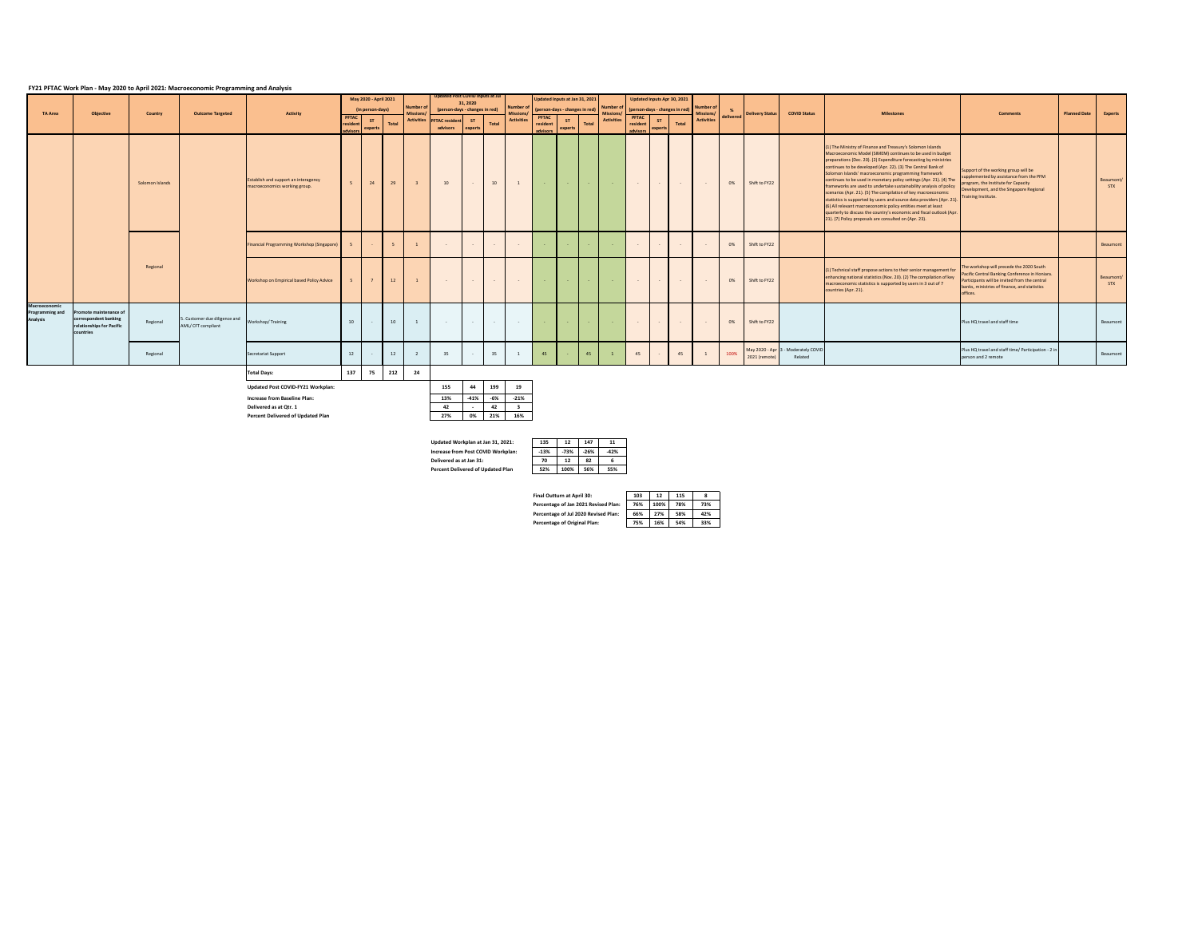**FY21 PFTAC Work Plan - May 2020 to April 2021: Macroeconomic Programming and Analysis**

| TA Area | Objective | Country | Outcome Targeted | Activity | May 2020 - April 2021 (in person-days) | | | Number of Missions/ Activities | Updated Post COVID inputs at Jul 31, 2020 (person-days - changes in red) | | | Number of Missions/ Activities | Updated Inputs at Jan 31, 2021 (person-days - changes in red) | | | Number of Missions/ Activities | Updated Inputs Apr 30, 2021 (person-days - changes in red) | | | Number of Missions/ Activities | % delivered | Delivery Status | COVID Status | Milestones | Comments | Planned Date | Experts |
|---|---|---|---|---|---|---|---|---|---|---|---|---|---|---|---|---|---|---|---|---|---|---|---|---|---|---|---|
| | | | | | PFTAC resident advisors | ST experts | Total | | PFTAC resident advisors | ST experts | Total | | PFTAC resident advisors | ST experts | Total | | PFTAC resident advisors | ST experts | Total | | | | | | | | |
| | | Solomon Islands | | Establish and support an interagency macroeconomics working group. | 5 | 24 | 29 | 3 | 10 | - | 10 | 1 | - | - | - | - | - | - | - | - | 0% | Shift to FY22 | | (1) The Ministry of Finance and Treasury's Solomon Islands Macroeconomic Model (SIMEM) continues to be used in budget preparations (Dec. 20). (2) Expenditure forecasting by ministries continues to be developed (Apr. 22). (3) The Central Bank of Solomon Islands' macroeconomic programming framework continues to be used in monetary policy settings (Apr. 21). (4) The frameworks are used to undertake sustainability analysis of policy scenarios (Apr. 21). (5) The compilation of key macroeconomic statistics is supported by users and source data providers (Apr. 21). (6) All relevant macroeconomic policy entities meet at least quarterly to discuss the country's economic and fiscal outlook (Apr. 21). (7) Policy proposals are consulted on (Apr. 23). | Support of the working group will be supplemented by assistance from the PFM program, the Institute for Capacity Development, and the Singapore Regional Training Institute. | | Beaumont/ STX |
| | | Regional | | Financial Programming Workshop (Singapore) | 5 | - | 5 | 1 | - | - | - | - | - | - | - | - | - | - | - | - | 0% | Shift to FY22 | | | | | Beaumont |
| | | Regional | | Workshop on Empirical based Policy Advice | 5 | 7 | 12 | 1 | - | - | - | - | - | - | - | - | - | - | - | - | 0% | Shift to FY22 | | (1) Technical staff propose actions to their senior management for enhancing national statistics (Nov. 20). (2) The compilation of key macroeconomic statistics is supported by users in 3 out of 7 countries (Apr. 21). | The workshop will precede the 2020 South Pacific Central Banking Conference in Honiara. Participants will be invited from the central banks, ministries of finance, and statistics offices. | | Beaumont/ STX |
| Macroeconomic Programming and Analysis | Promote maintenance of correspondent banking relationships for Pacific countries | Regional | 5. Customer due diligence and AML/ CFT compliant | Workshop/ Training | 10 | - | 10 | 1 | - | - | - | - | - | - | - | - | - | - | - | - | 0% | Shift to FY22 | | | Plus HQ travel and staff time | | Beaumont |
| | | Regional | | Secretariat Support | 12 | - | 12 | 2 | 35 | - | 35 | 1 | 45 | - | 45 | 1 | 45 | - | 45 | 1 | 100% | May 2020 - Apr 2021 (remote) | 3 - Moderately COVID Related | | Plus HQ travel and staff time/ Participation - 2 in person and 2 remote | | Beaumont |
| | | | | **Total Days:** | **137** | **75** | **212** | **24** | | | | | | | | | | | | | | | | | | | |

| | | | | |
|---|---|---|---|---|
| **Updated Post COVID-FY21 Workplan:** | 155 | 44 | 199 | 19 |
| **Increase from Baseline Plan:** | 13% | -41% | -6% | -21% |
| **Delivered as at Qtr. 1** | 42 | - | 42 | 3 |
| **Percent Delivered of Updated Plan** | 27% | 0% | 21% | 16% |

| | | | | |
|---|---|---|---|---|
| **Updated Workplan at Jan 31, 2021:** | 135 | 12 | 147 | 11 |
| **Increase from Post COVID Workplan:** | -13% | -73% | -26% | -42% |
| **Delivered as at Jan 31:** | 70 | 12 | 82 | 6 |
| **Percent Delivered of Updated Plan** | 52% | 100% | 56% | 55% |

| | | | | |
|---|---|---|---|---|
| **Final Outturn at April 30:** | 103 | 12 | 115 | 8 |
| **Percentage of Jan 2021 Revised Plan:** | 76% | 100% | 78% | 73% |
| **Percentage of Jul 2020 Revised Plan:** | 66% | 27% | 58% | 42% |
| **Percentage of Original Plan:** | 75% | 16% | 54% | 33% |